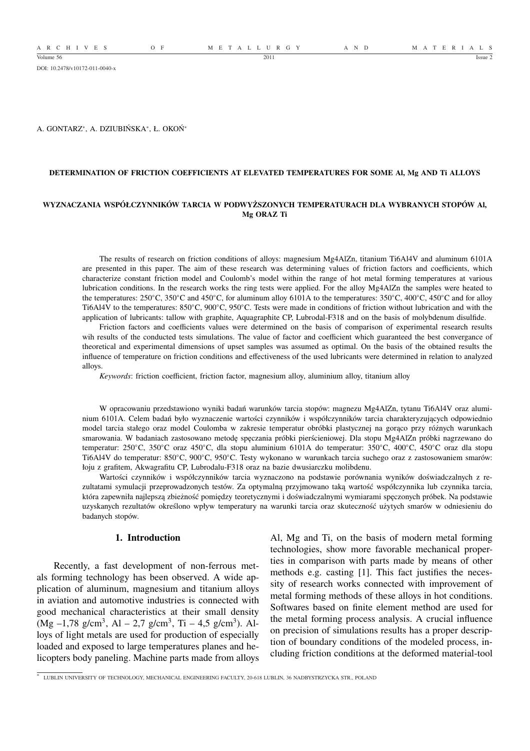DOI: 10.2478/v10172-011-0040-x

A. GONTARZ[*], A. DZIUBIŃSKA[*], Ł. OKOŃ[*]

# DETERMINATION OF FRICTION COEFFICIENTS AT ELEVATED TEMPERATURES FOR SOME Al, Mg AND Ti ALLOYS

# WYZNACZANIA WSPÓŁCZYNNIKÓW TARCIA W PODWYŻSZONYCH TEMPERATURACH DLA WYBRANYCH STOPÓW Al, Mg ORAZ Ti

The results of research on friction conditions of alloys: magnesium Mg4AlZn, titanium Ti6Al4V and aluminum 6101A are presented in this paper. The aim of these research was determining values of friction factors and coefficients, which characterize constant friction model and Coulomb's model within the range of hot metal forming temperatures at various lubrication conditions. In the research works the ring tests were applied. For the alloy Mg4AlZn the samples were heated to the temperatures: 250°C, 350°C and 450°C, for aluminum alloy 6101A to the temperatures: 350°C, 400°C, 450°C and for alloy Ti6Al4V to the temperatures: 850°C, 900°C, 950°C. Tests were made in conditions of friction without lubrication and with the application of lubricants: tallow with graphite, Aquagraphite CP, Lubrodal-F318 and on the basis of molybdenum disulfide.

Friction factors and coefficients values were determined on the basis of comparison of experimental research results wih results of the conducted tests simulations. The value of factor and coefficient which guaranteed the best convergance of theoretical and experimental dimensions of upset samples was assumed as optimal. On the basis of the obtained results the influence of temperature on friction conditions and effectiveness of the used lubricants were determined in relation to analyzed alloys.

*Keywords*: friction coefficient, friction factor, magnesium alloy, aluminium alloy, titanium alloy

W opracowaniu przedstawiono wyniki badań warunków tarcia stopów: magnezu Mg4AlZn, tytanu Ti6Al4V oraz aluminium 6101A. Celem badań było wyznaczenie wartości czynników i współczynników tarcia charakteryzujących odpowiednio model tarcia stałego oraz model Coulomba w zakresie temperatur obróbki plastycznej na gorąco przy różnych warunkach smarowania. W badaniach zastosowano metodę spęczania próbki pierścieniowej. Dla stopu Mg4AlZn próbki nagrzewano do temperatur: 250°C, 350°C oraz 450°C, dla stopu aluminium 6101A do temperatur: 350°C, 400°C, 450°C oraz dla stopu Ti6Al4V do temperatur: 850°C, 900°C, 950°C. Testy wykonano w warunkach tarcia suchego oraz z zastosowaniem smarów: łoju z grafitem, Akwagrafitu CP, Lubrodalu-F318 oraz na bazie dwusiarczku molibdenu.

Wartości czynników i współczynników tarcia wyznaczono na podstawie porównania wyników doświadczalnych z rezultatami symulacji przeprowadzonych testów. Za optymalną przyjmowano taką wartość współczynnika lub czynnika tarcia, która zapewniła najlepszą zbieżność pomiędzy teoretycznymi i doświadczalnymi wymiarami spęczonych próbek. Na podstawie uzyskanych rezultatów określono wpływ temperatury na warunki tarcia oraz skuteczność użytych smarów w odniesieniu do badanych stopów.

## 1. Introduction

Recently, a fast development of non-ferrous metals forming technology has been observed. A wide application of aluminum, magnesium and titanium alloys in aviation and automotive industries is connected with good mechanical characteristics at their small density (Mg –1,78 g/cm$^3$, Al – 2,7 g/cm$^3$, Ti – 4,5 g/cm$^3$). Alloys of light metals are used for production of especially loaded and exposed to large temperatures planes and helicopters body paneling. Machine parts made from alloys Al, Mg and Ti, on the basis of modern metal forming technologies, show more favorable mechanical properties in comparison with parts made by means of other methods e.g. casting [1]. This fact justifies the necessity of research works connected with improvement of metal forming methods of these alloys in hot conditions. Softwares based on finite element method are used for the metal forming process analysis. A crucial influence on precision of simulations results has a proper description of boundary conditions of the modeled process, including friction conditions at the deformed material-tool

[*] LUBLIN UNIVERSITY OF TECHNOLOGY, MECHANICAL ENGINEERING FACULTY, 20-618 LUBLIN, 36 NADBYSTRZYCKA STR., POLAND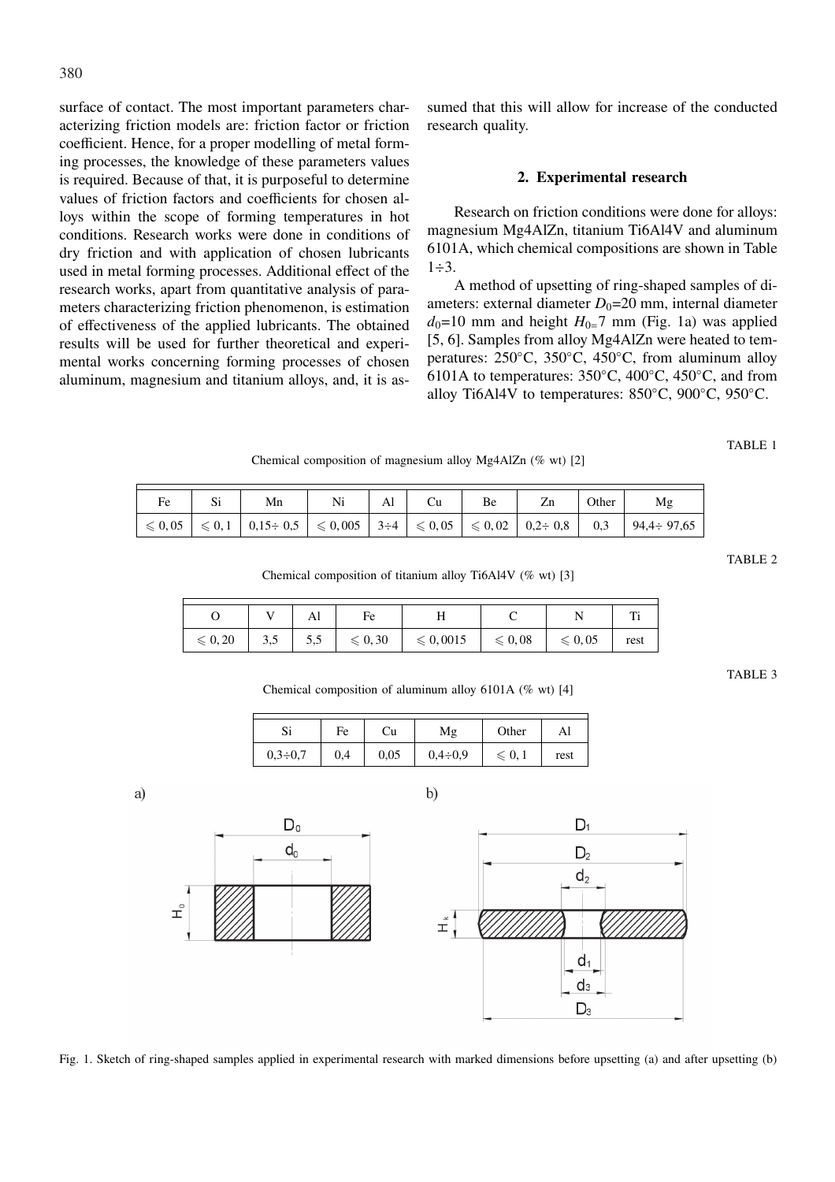surface of contact. The most important parameters characterizing friction models are: friction factor or friction coefficient. Hence, for a proper modelling of metal forming processes, the knowledge of these parameters values is required. Because of that, it is purposeful to determine values of friction factors and coefficients for chosen alloys within the scope of forming temperatures in hot conditions. Research works were done in conditions of dry friction and with application of chosen lubricants used in metal forming processes. Additional effect of the research works, apart from quantitative analysis of parameters characterizing friction phenomenon, is estimation of effectiveness of the applied lubricants. The obtained results will be used for further theoretical and experimental works concerning forming processes of chosen aluminum, magnesium and titanium alloys, and, it is assumed that this will allow for increase of the conducted research quality.

## 2. Experimental research

Research on friction conditions were done for alloys: magnesium Mg4AlZn, titanium Ti6Al4V and aluminum 6101A, which chemical compositions are shown in Table 1÷3.

A method of upsetting of ring-shaped samples of diameters: external diameter $D_0$=20 mm, internal diameter $d_0$=10 mm and height $H_0$=7 mm (Fig. 1a) was applied [5, 6]. Samples from alloy Mg4AlZn were heated to temperatures: 250°C, 350°C, 450°C, from aluminum alloy 6101A to temperatures: 350°C, 400°C, 450°C, and from alloy Ti6Al4V to temperatures: 850°C, 900°C, 950°C.

TABLE 1

Chemical composition of magnesium alloy Mg4AlZn (% wt) [2]

| Fe | Si | Mn | Ni | Al | Cu | Be | Zn | Other | Mg |
|---|---|---|---|---|---|---|---|---|---|
| $\leqslant 0,05$ | $\leqslant 0,1$ | 0,15÷ 0,5 | $\leqslant 0,005$ | 3÷4 | $\leqslant 0,05$ | $\leqslant 0,02$ | 0,2÷ 0,8 | 0,3 | 94,4÷ 97,65 |

TABLE 2

Chemical composition of titanium alloy Ti6Al4V (% wt) [3]

| O | V | Al | Fe | H | C | N | Ti |
|---|---|---|---|---|---|---|---|
| $\leqslant 0,20$ | 3,5 | 5,5 | $\leqslant 0,30$ | $\leqslant 0,0015$ | $\leqslant 0,08$ | $\leqslant 0,05$ | rest |

TABLE 3

Chemical composition of aluminum alloy 6101A (% wt) [4]

| Si | Fe | Cu | Mg | Other | Al |
|---|---|---|---|---|---|
| 0,3÷0,7 | 0,4 | 0,05 | 0,4÷0,9 | $\leqslant 0,1$ | rest |

Fig. 1. Sketch of ring-shaped samples applied in experimental research with marked dimensions before upsetting (a) and after upsetting (b)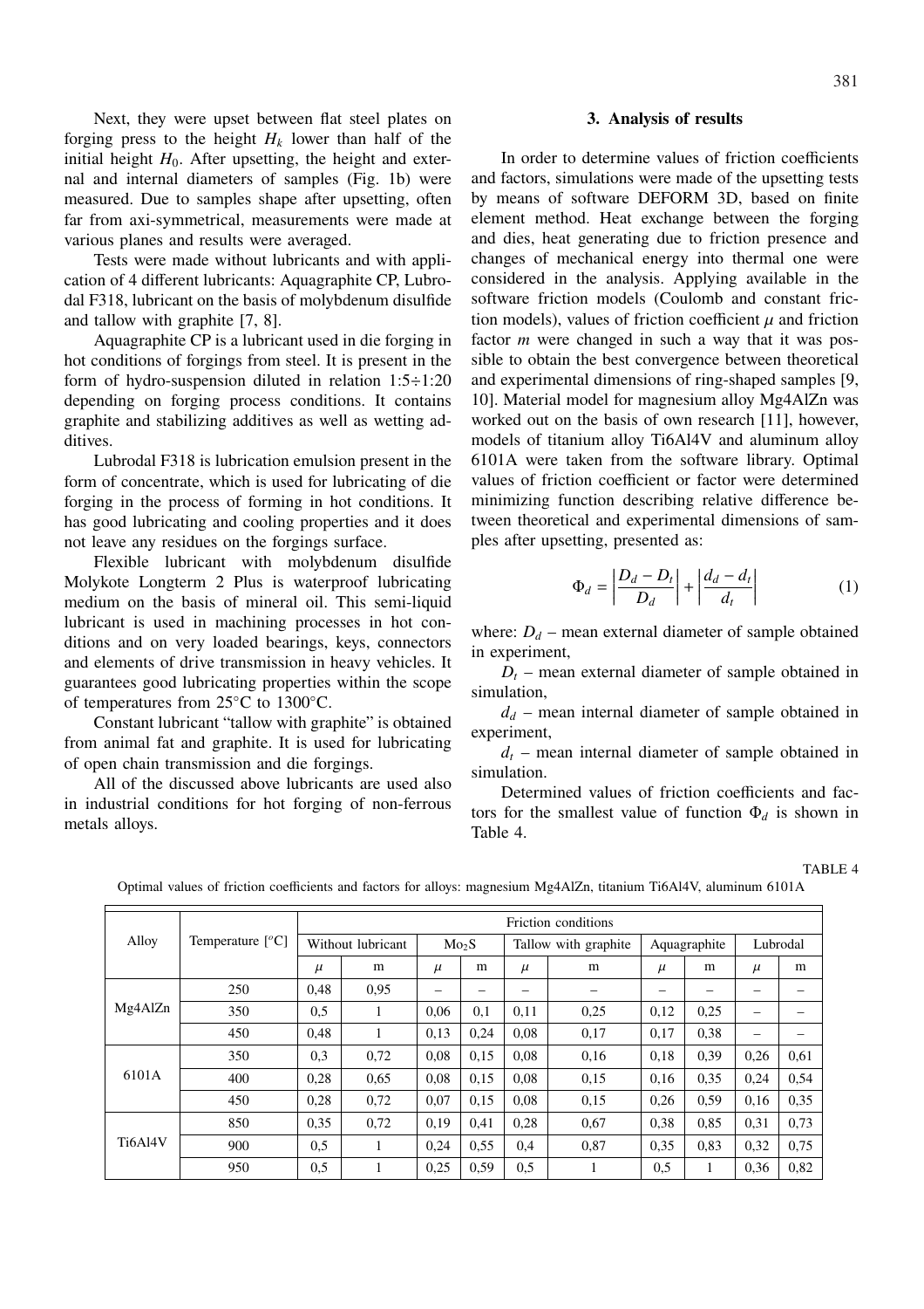Next, they were upset between flat steel plates on forging press to the height $H_k$ lower than half of the initial height $H_0$. After upsetting, the height and external and internal diameters of samples (Fig. 1b) were measured. Due to samples shape after upsetting, often far from axi-symmetrical, measurements were made at various planes and results were averaged.

Tests were made without lubricants and with application of 4 different lubricants: Aquagraphite CP, Lubrodal F318, lubricant on the basis of molybdenum disulfide and tallow with graphite [7, 8].

Aquagraphite CP is a lubricant used in die forging in hot conditions of forgings from steel. It is present in the form of hydro-suspension diluted in relation 1:5÷1:20 depending on forging process conditions. It contains graphite and stabilizing additives as well as wetting additives.

Lubrodal F318 is lubrication emulsion present in the form of concentrate, which is used for lubricating of die forging in the process of forming in hot conditions. It has good lubricating and cooling properties and it does not leave any residues on the forgings surface.

Flexible lubricant with molybdenum disulfide Molykote Longterm 2 Plus is waterproof lubricating medium on the basis of mineral oil. This semi-liquid lubricant is used in machining processes in hot conditions and on very loaded bearings, keys, connectors and elements of drive transmission in heavy vehicles. It guarantees good lubricating properties within the scope of temperatures from 25°C to 1300°C.

Constant lubricant "tallow with graphite" is obtained from animal fat and graphite. It is used for lubricating of open chain transmission and die forgings.

All of the discussed above lubricants are used also in industrial conditions for hot forging of non-ferrous metals alloys.

## 3. Analysis of results

In order to determine values of friction coefficients and factors, simulations were made of the upsetting tests by means of software DEFORM 3D, based on finite element method. Heat exchange between the forging and dies, heat generating due to friction presence and changes of mechanical energy into thermal one were considered in the analysis. Applying available in the software friction models (Coulomb and constant friction models), values of friction coefficient $\mu$ and friction factor $m$ were changed in such a way that it was possible to obtain the best convergence between theoretical and experimental dimensions of ring-shaped samples [9, 10]. Material model for magnesium alloy Mg4AlZn was worked out on the basis of own research [11], however, models of titanium alloy Ti6Al4V and aluminum alloy 6101A were taken from the software library. Optimal values of friction coefficient or factor were determined minimizing function describing relative difference between theoretical and experimental dimensions of samples after upsetting, presented as:

$$\Phi_d = \left| \frac{D_d - D_t}{D_d} \right| + \left| \frac{d_d - d_t}{d_t} \right| \tag{1}$$

where: $D_d$ – mean external diameter of sample obtained in experiment,

$D_t$ – mean external diameter of sample obtained in simulation,

$d_d$ – mean internal diameter of sample obtained in experiment,

$d_t$ – mean internal diameter of sample obtained in simulation.

Determined values of friction coefficients and factors for the smallest value of function $\Phi_d$ is shown in Table 4.

TABLE 4

Optimal values of friction coefficients and factors for alloys: magnesium Mg4AlZn, titanium Ti6Al4V, aluminum 6101A

| Alloy | Temperature [°C] | Friction conditions | | | | | | | | | |
|---|---|---|---|---|---|---|---|---|---|---|---|
| | | Without lubricant | | $Mo_2S$ | | Tallow with graphite | | Aquagraphite | | Lubrodal | |
| | | $\mu$ | m | $\mu$ | m | $\mu$ | m | $\mu$ | m | $\mu$ | m |
| Mg4AlZn | 250 | 0,48 | 0,95 | – | – | – | – | – | – | – | – |
| | 350 | 0,5 | 1 | 0,06 | 0,1 | 0,11 | 0,25 | 0,12 | 0,25 | – | – |
| | 450 | 0,48 | 1 | 0,13 | 0,24 | 0,08 | 0,17 | 0,17 | 0,38 | – | – |
| 6101A | 350 | 0,3 | 0,72 | 0,08 | 0,15 | 0,08 | 0,16 | 0,18 | 0,39 | 0,26 | 0,61 |
| | 400 | 0,28 | 0,65 | 0,08 | 0,15 | 0,08 | 0,15 | 0,16 | 0,35 | 0,24 | 0,54 |
| | 450 | 0,28 | 0,72 | 0,07 | 0,15 | 0,08 | 0,15 | 0,26 | 0,59 | 0,16 | 0,35 |
| Ti6Al4V | 850 | 0,35 | 0,72 | 0,19 | 0,41 | 0,28 | 0,67 | 0,38 | 0,85 | 0,31 | 0,73 |
| | 900 | 0,5 | 1 | 0,24 | 0,55 | 0,4 | 0,87 | 0,35 | 0,83 | 0,32 | 0,75 |
| | 950 | 0,5 | 1 | 0,25 | 0,59 | 0,5 | 1 | 0,5 | 1 | 0,36 | 0,82 |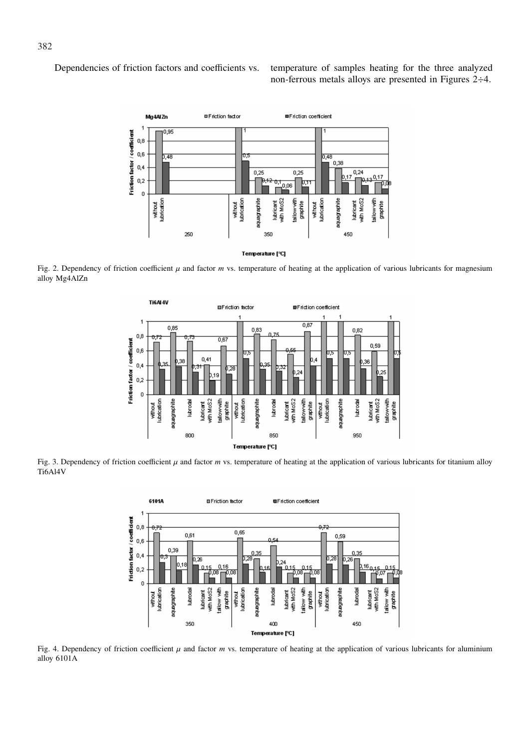Dependencies of friction factors and coefficients vs. temperature of samples heating for the three analyzed non-ferrous metals alloys are presented in Figures 2÷4.

Fig. 2. Dependency of friction coefficient $\mu$ and factor $m$ vs. temperature of heating at the application of various lubricants for magnesium alloy Mg4AlZn

Fig. 3. Dependency of friction coefficient $\mu$ and factor $m$ vs. temperature of heating at the application of various lubricants for titanium alloy Ti6Al4V

Fig. 4. Dependency of friction coefficient $\mu$ and factor $m$ vs. temperature of heating at the application of various lubricants for aluminium alloy 6101A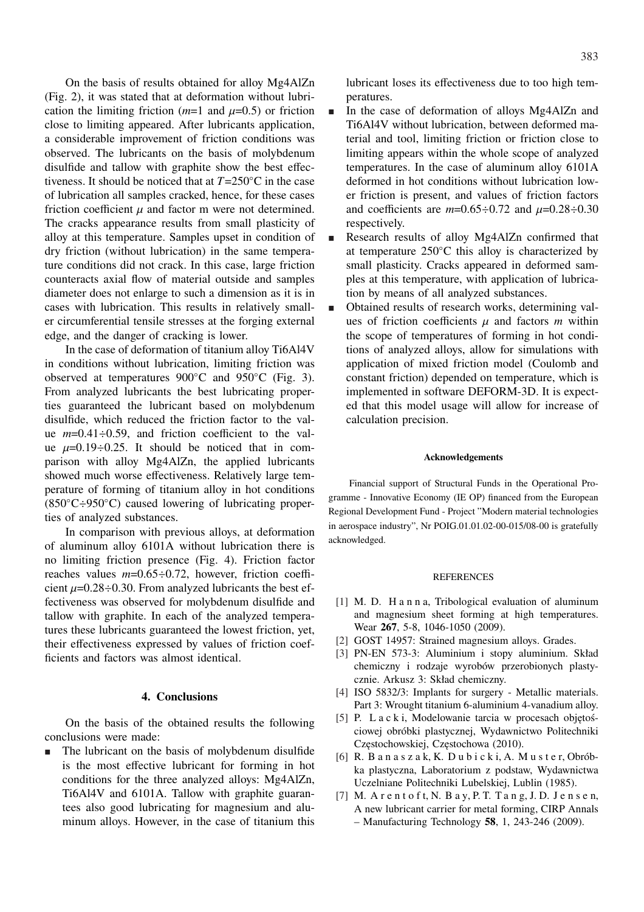On the basis of results obtained for alloy Mg4AlZn (Fig. 2), it was stated that at deformation without lubrication the limiting friction ($m$=1 and $\mu$=0.5) or friction close to limiting appeared. After lubricants application, a considerable improvement of friction conditions was observed. The lubricants on the basis of molybdenum disulfide and tallow with graphite show the best effectiveness. It should be noticed that at $T$=250°C in the case of lubrication all samples cracked, hence, for these cases friction coefficient $\mu$ and factor m were not determined. The cracks appearance results from small plasticity of alloy at this temperature. Samples upset in condition of dry friction (without lubrication) in the same temperature conditions did not crack. In this case, large friction counteracts axial flow of material outside and samples diameter does not enlarge to such a dimension as it is in cases with lubrication. This results in relatively smaller circumferential tensile stresses at the forging external edge, and the danger of cracking is lower.

In the case of deformation of titanium alloy Ti6Al4V in conditions without lubrication, limiting friction was observed at temperatures 900°C and 950°C (Fig. 3). From analyzed lubricants the best lubricating properties guaranteed the lubricant based on molybdenum disulfide, which reduced the friction factor to the value $m$=0.41÷0.59, and friction coefficient to the value $\mu$=0.19÷0.25. It should be noticed that in comparison with alloy Mg4AlZn, the applied lubricants showed much worse effectiveness. Relatively large temperature of forming of titanium alloy in hot conditions (850°C÷950°C) caused lowering of lubricating properties of analyzed substances.

In comparison with previous alloys, at deformation of aluminum alloy 6101A without lubrication there is no limiting friction presence (Fig. 4). Friction factor reaches values $m$=0.65÷0.72, however, friction coefficient $\mu$=0.28÷0.30. From analyzed lubricants the best effectiveness was observed for molybdenum disulfide and tallow with graphite. In each of the analyzed temperatures these lubricants guaranteed the lowest friction, yet, their effectiveness expressed by values of friction coefficients and factors was almost identical.

## 4. Conclusions

On the basis of the obtained results the following conclusions were made:

- The lubricant on the basis of molybdenum disulfide is the most effective lubricant for forming in hot conditions for the three analyzed alloys: Mg4AlZn, Ti6Al4V and 6101A. Tallow with graphite guarantees also good lubricating for magnesium and aluminum alloys. However, in the case of titanium this lubricant loses its effectiveness due to too high temperatures.
- In the case of deformation of alloys Mg4AlZn and Ti6Al4V without lubrication, between deformed material and tool, limiting friction or friction close to limiting appears within the whole scope of analyzed temperatures. In the case of aluminum alloy 6101A deformed in hot conditions without lubrication lower friction is present, and values of friction factors and coefficients are $m$=0.65÷0.72 and $\mu$=0.28÷0.30 respectively.
- Research results of alloy Mg4AlZn confirmed that at temperature 250°C this alloy is characterized by small plasticity. Cracks appeared in deformed samples at this temperature, with application of lubrication by means of all analyzed substances.
- Obtained results of research works, determining values of friction coefficients $\mu$ and factors $m$ within the scope of temperatures of forming in hot conditions of analyzed alloys, allow for simulations with application of mixed friction model (Coulomb and constant friction) depended on temperature, which is implemented in software DEFORM-3D. It is expected that this model usage will allow for increase of calculation precision.

#### Acknowledgements

Financial support of Structural Funds in the Operational Programme - Innovative Economy (IE OP) financed from the European Regional Development Fund - Project "Modern material technologies in aerospace industry", Nr POIG.01.01.02-00-015/08-00 is gratefully acknowledged.

#### REFERENCES

[1] M. D. Hanna, Tribological evaluation of aluminum and magnesium sheet forming at high temperatures. Wear **267**, 5-8, 1046-1050 (2009).

[2] GOST 14957: Strained magnesium alloys. Grades.

[3] PN-EN 573-3: Aluminium i stopy aluminium. Skład chemiczny i rodzaje wyrobów przerobionych plastycznie. Arkusz 3: Skład chemiczny.

[4] ISO 5832/3: Implants for surgery - Metallic materials. Part 3: Wrought titanium 6-aluminium 4-vanadium alloy.

[5] P. Lacki, Modelowanie tarcia w procesach objętościowej obróbki plastycznej, Wydawnictwo Politechniki Częstochowskiej, Częstochowa (2010).

[6] R. Banaszak, K. Dubicki, A. Muster, Obróbka plastyczna, Laboratorium z podstaw, Wydawnictwa Uczelniane Politechniki Lubelskiej, Lublin (1985).

[7] M. Arentoft, N. Bay, P. T. Tang, J. D. Jensen, A new lubricant carrier for metal forming, CIRP Annals – Manufacturing Technology **58**, 1, 243-246 (2009).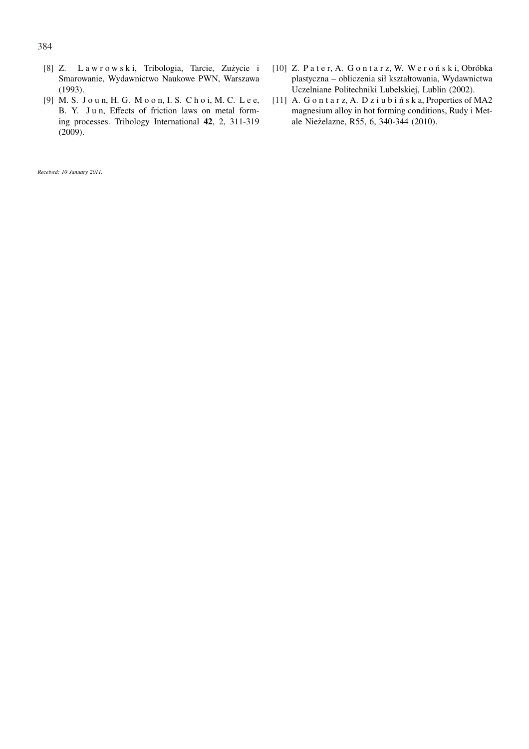[8] Z. Lawrowski, Tribologia, Tarcie, Zużycie i Smarowanie, Wydawnictwo Naukowe PWN, Warszawa (1993).

[9] M. S. Joun, H. G. Moon, I. S. Choi, M. C. Lee, B. Y. Jun, Effects of friction laws on metal forming processes. Tribology International **42**, 2, 311-319 (2009).

[10] Z. Pater, A. Gontarz, W. Weroński, Obróbka plastyczna – obliczenia sił kształtowania, Wydawnictwa Uczelniane Politechniki Lubelskiej, Lublin (2002).

[11] A. Gontarz, A. Dziubińska, Properties of MA2 magnesium alloy in hot forming conditions, Rudy i Metale Nieżelazne, R55, 6, 340-344 (2010).

*Received: 10 January 2011.*